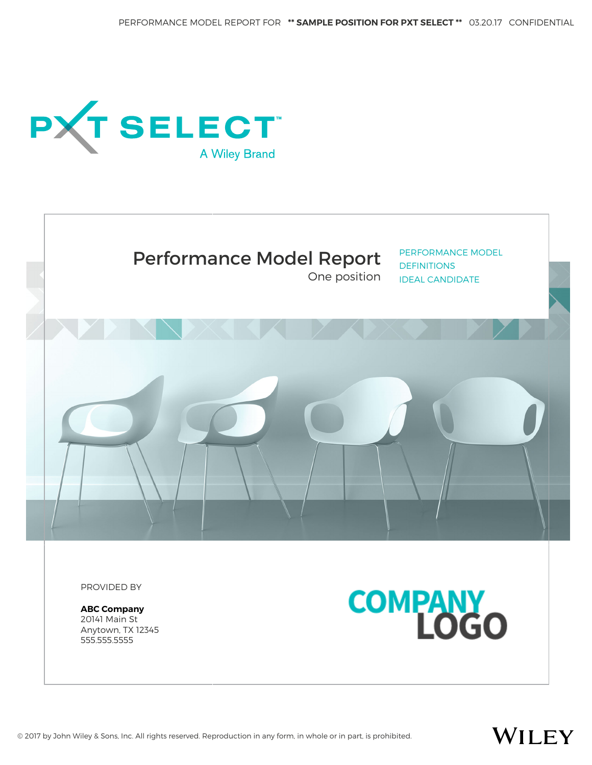PERFORMANCE MODEL REPORT FOR **** SAMPLE POSITION FOR PXT SELECT **** 03.20.17 CONFIDENTIAL

PXT SELECT™

A Wiley Brand

# Performance Model Report

One position

PERFORMANCE MODEL
DEFINITIONS
IDEAL CANDIDATE

PROVIDED BY

**ABC Company**
20141 Main St
Anytown, TX 12345
555.555.5555

COMPANY LOGO

© 2017 by John Wiley & Sons, Inc. All rights reserved. Reproduction in any form, in whole or in part, is prohibited.

WILEY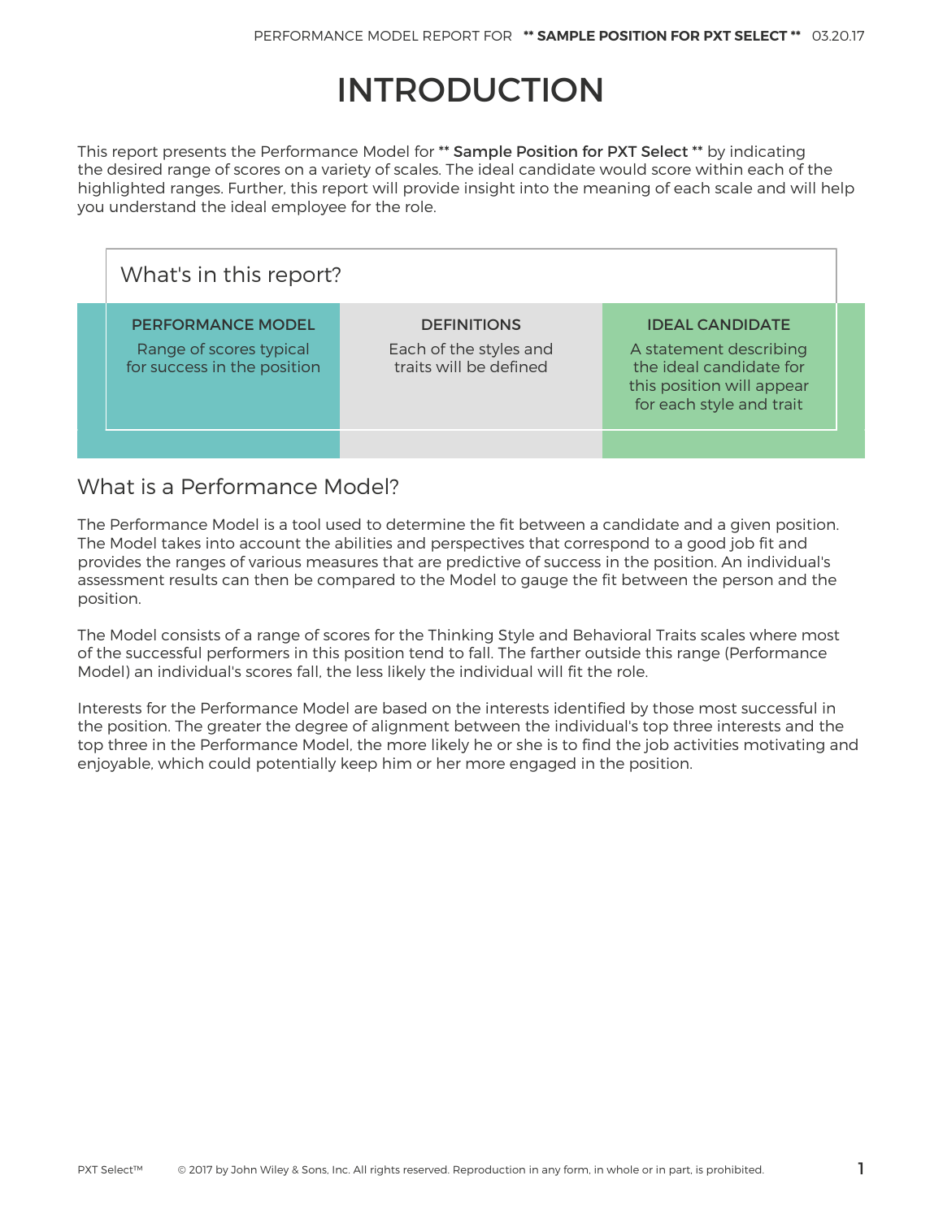# INTRODUCTION

This report presents the Performance Model for ** Sample Position for PXT Select ** by indicating the desired range of scores on a variety of scales. The ideal candidate would score within each of the highlighted ranges. Further, this report will provide insight into the meaning of each scale and will help you understand the ideal employee for the role.

## What's in this report?

| PERFORMANCE MODEL | DEFINITIONS | IDEAL CANDIDATE |
|---|---|---|
| Range of scores typical for success in the position | Each of the styles and traits will be defined | A statement describing the ideal candidate for this position will appear for each style and trait |

## What is a Performance Model?

The Performance Model is a tool used to determine the fit between a candidate and a given position. The Model takes into account the abilities and perspectives that correspond to a good job fit and provides the ranges of various measures that are predictive of success in the position. An individual's assessment results can then be compared to the Model to gauge the fit between the person and the position.

The Model consists of a range of scores for the Thinking Style and Behavioral Traits scales where most of the successful performers in this position tend to fall. The farther outside this range (Performance Model) an individual's scores fall, the less likely the individual will fit the role.

Interests for the Performance Model are based on the interests identified by those most successful in the position. The greater the degree of alignment between the individual's top three interests and the top three in the Performance Model, the more likely he or she is to find the job activities motivating and enjoyable, which could potentially keep him or her more engaged in the position.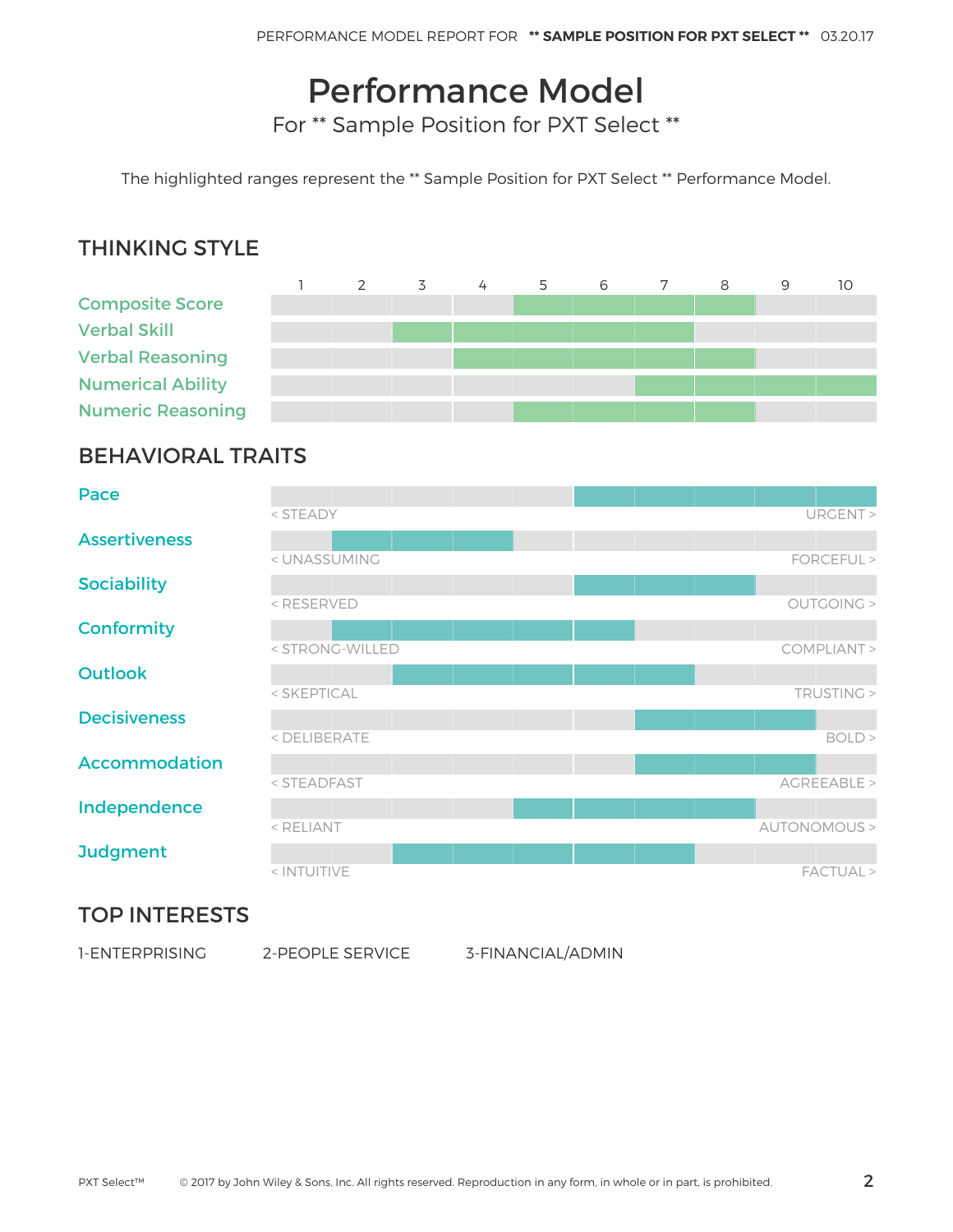# Performance Model

For ** Sample Position for PXT Select **

The highlighted ranges represent the ** Sample Position for PXT Select ** Performance Model.

## THINKING STYLE

1 2 3 4 5 6 7 8 9 10

Composite Score

Verbal Skill

Verbal Reasoning

Numerical Ability

Numeric Reasoning

## BEHAVIORAL TRAITS

Pace

< STEADY URGENT >

Assertiveness

< UNASSUMING FORCEFUL >

Sociability

< RESERVED OUTGOING >

Conformity

< STRONG-WILLED COMPLIANT >

Outlook

< SKEPTICAL TRUSTING >

Decisiveness

< DELIBERATE BOLD >

Accommodation

< STEADFAST AGREEABLE >

Independence

< RELIANT AUTONOMOUS >

Judgment

< INTUITIVE FACTUAL >

## TOP INTERESTS

1-ENTERPRISING 2-PEOPLE SERVICE 3-FINANCIAL/ADMIN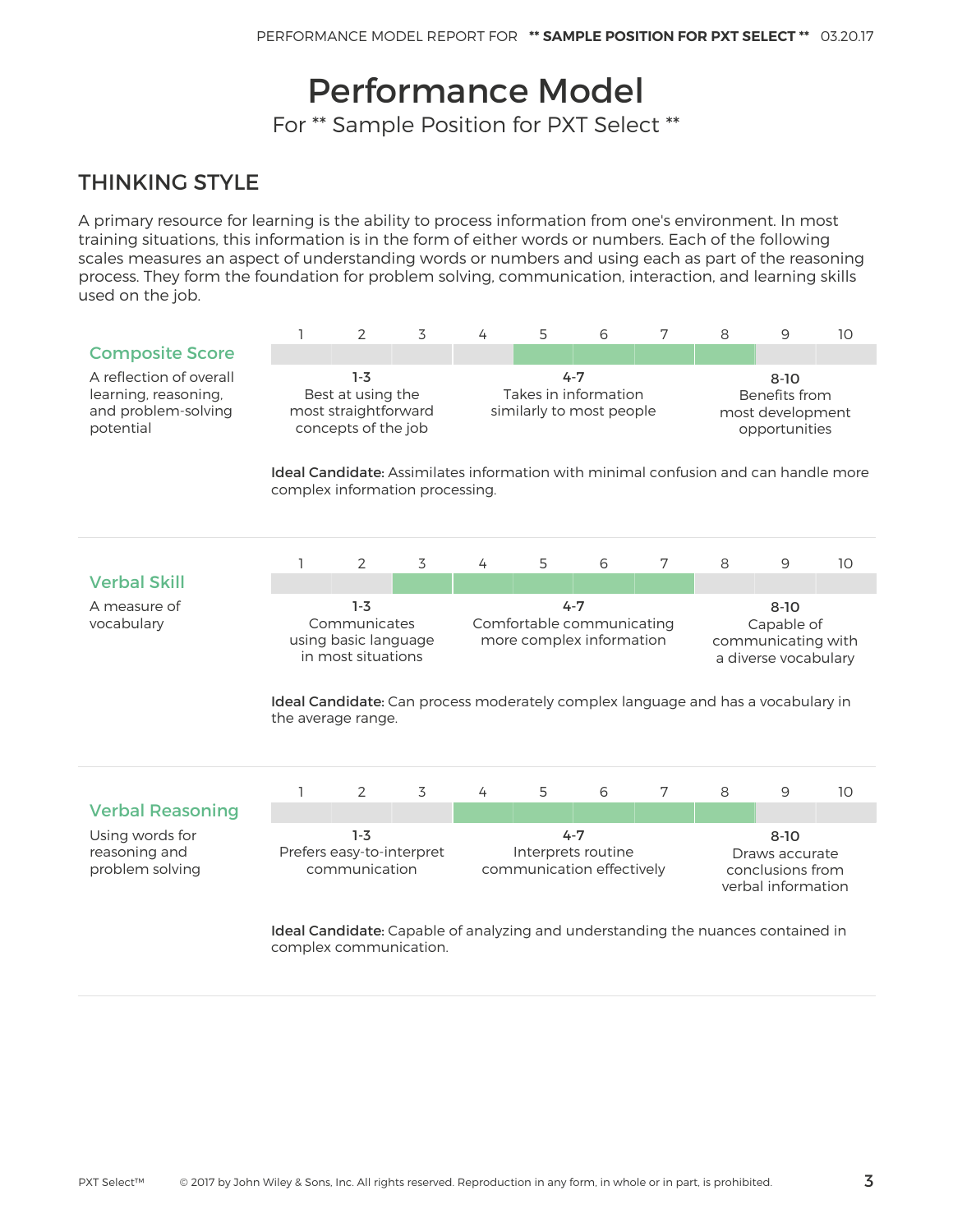# Performance Model

For ** Sample Position for PXT Select **

## THINKING STYLE

A primary resource for learning is the ability to process information from one's environment. In most training situations, this information is in the form of either words or numbers. Each of the following scales measures an aspect of understanding words or numbers and using each as part of the reasoning process. They form the foundation for problem solving, communication, interaction, and learning skills used on the job.

### Composite Score

A reflection of overall learning, reasoning, and problem-solving potential

1 2 3 4 5 6 7 8 9 10

**1-3**
Best at using the most straightforward concepts of the job

**4-7**
Takes in information similarly to most people

**8-10**
Benefits from most development opportunities

**Ideal Candidate:** Assimilates information with minimal confusion and can handle more complex information processing.

### Verbal Skill

A measure of vocabulary

1 2 3 4 5 6 7 8 9 10

**1-3**
Communicates using basic language in most situations

**4-7**
Comfortable communicating more complex information

**8-10**
Capable of communicating with a diverse vocabulary

**Ideal Candidate:** Can process moderately complex language and has a vocabulary in the average range.

### Verbal Reasoning

Using words for reasoning and problem solving

1 2 3 4 5 6 7 8 9 10

**1-3**
Prefers easy-to-interpret communication

**4-7**
Interprets routine communication effectively

**8-10**
Draws accurate conclusions from verbal information

**Ideal Candidate:** Capable of analyzing and understanding the nuances contained in complex communication.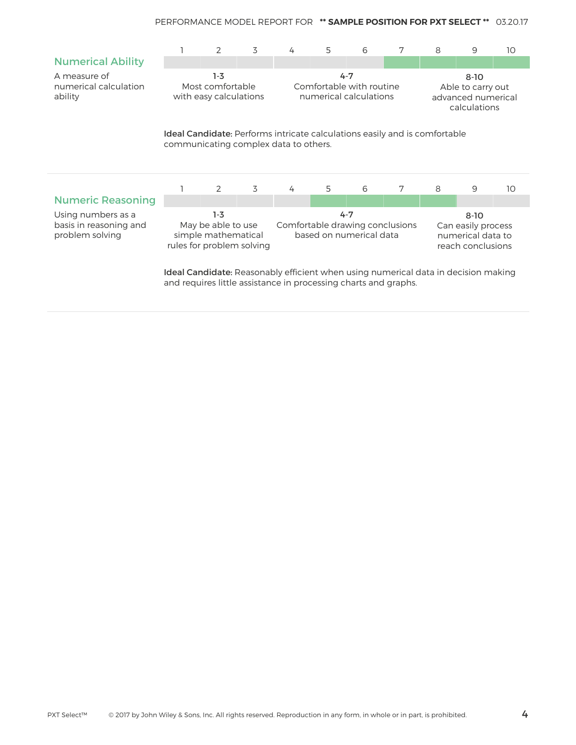## Numerical Ability

A measure of numerical calculation ability

1 2 3 4 5 6 7 8 9 10

**1-3**
Most comfortable with easy calculations

**4-7**
Comfortable with routine numerical calculations

**8-10**
Able to carry out advanced numerical calculations

**Ideal Candidate:** Performs intricate calculations easily and is comfortable communicating complex data to others.

## Numeric Reasoning

Using numbers as a basis in reasoning and problem solving

1 2 3 4 5 6 7 8 9 10

**1-3**
May be able to use simple mathematical rules for problem solving

**4-7**
Comfortable drawing conclusions based on numerical data

**8-10**
Can easily process numerical data to reach conclusions

**Ideal Candidate:** Reasonably efficient when using numerical data in decision making and requires little assistance in processing charts and graphs.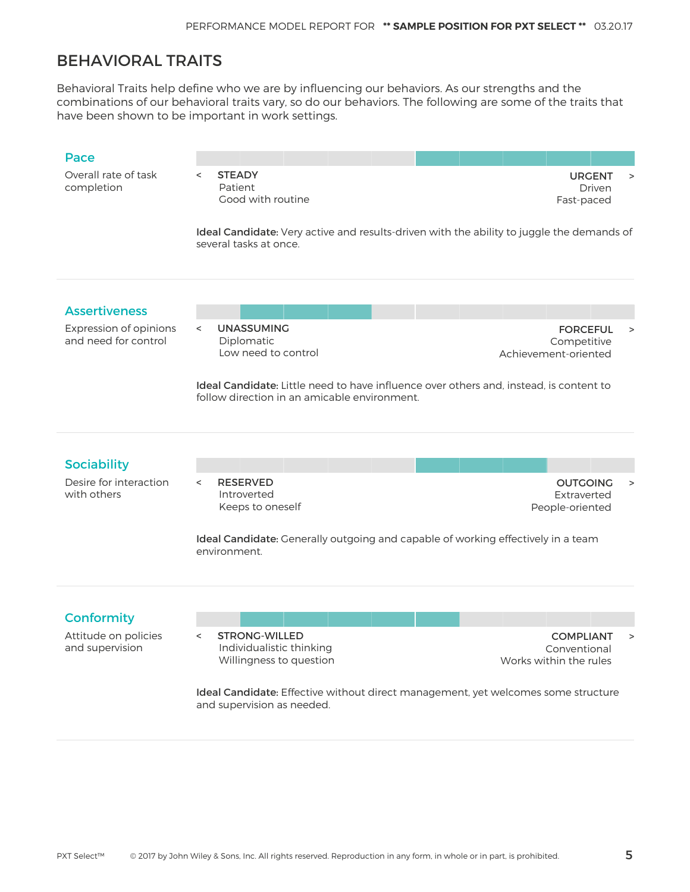# BEHAVIORAL TRAITS

Behavioral Traits help define who we are by influencing our behaviors. As our strengths and the combinations of our behavioral traits vary, so do our behaviors. The following are some of the traits that have been shown to be important in work settings.

## Pace

Overall rate of task completion

< **STEADY**
Patient
Good with routine

**URGENT** >
Driven
Fast-paced

**Ideal Candidate:** Very active and results-driven with the ability to juggle the demands of several tasks at once.

---

## Assertiveness

Expression of opinions and need for control

< **UNASSUMING**
Diplomatic
Low need to control

**FORCEFUL** >
Competitive
Achievement-oriented

**Ideal Candidate:** Little need to have influence over others and, instead, is content to follow direction in an amicable environment.

---

## Sociability

Desire for interaction with others

< **RESERVED**
Introverted
Keeps to oneself

**OUTGOING** >
Extraverted
People-oriented

**Ideal Candidate:** Generally outgoing and capable of working effectively in a team environment.

---

## Conformity

Attitude on policies and supervision

< **STRONG-WILLED**
Individualistic thinking
Willingness to question

**COMPLIANT** >
Conventional
Works within the rules

**Ideal Candidate:** Effective without direct management, yet welcomes some structure and supervision as needed.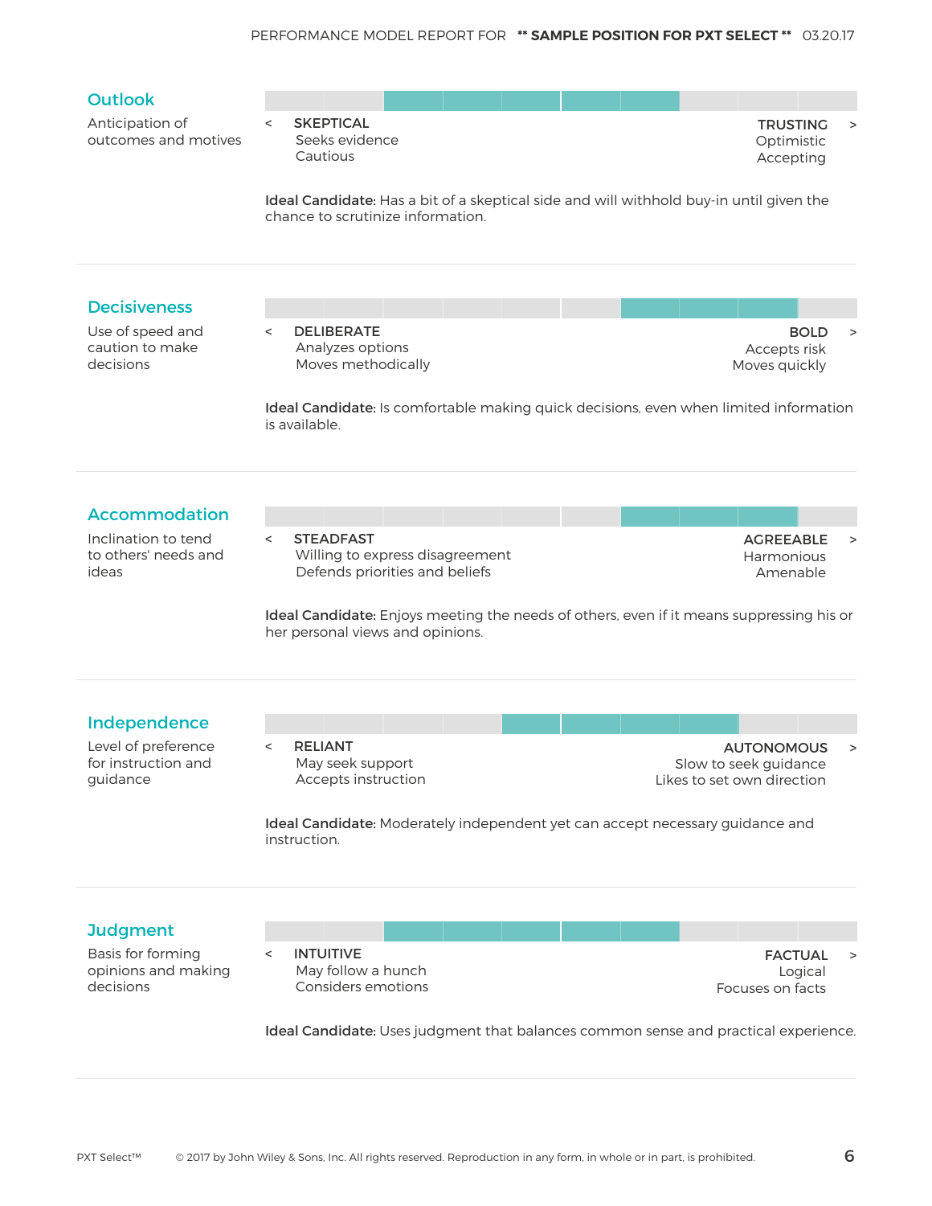## Outlook

Anticipation of outcomes and motives

< SKEPTICAL
Seeks evidence
Cautious

TRUSTING >
Optimistic
Accepting

**Ideal Candidate:** Has a bit of a skeptical side and will withhold buy-in until given the chance to scrutinize information.

## Decisiveness

Use of speed and caution to make decisions

< DELIBERATE
Analyzes options
Moves methodically

BOLD >
Accepts risk
Moves quickly

**Ideal Candidate:** Is comfortable making quick decisions, even when limited information is available.

## Accommodation

Inclination to tend to others' needs and ideas

< STEADFAST
Willing to express disagreement
Defends priorities and beliefs

AGREEABLE >
Harmonious
Amenable

**Ideal Candidate:** Enjoys meeting the needs of others, even if it means suppressing his or her personal views and opinions.

## Independence

Level of preference for instruction and guidance

< RELIANT
May seek support
Accepts instruction

AUTONOMOUS >
Slow to seek guidance
Likes to set own direction

**Ideal Candidate:** Moderately independent yet can accept necessary guidance and instruction.

## Judgment

Basis for forming opinions and making decisions

< INTUITIVE
May follow a hunch
Considers emotions

FACTUAL >
Logical
Focuses on facts

**Ideal Candidate:** Uses judgment that balances common sense and practical experience.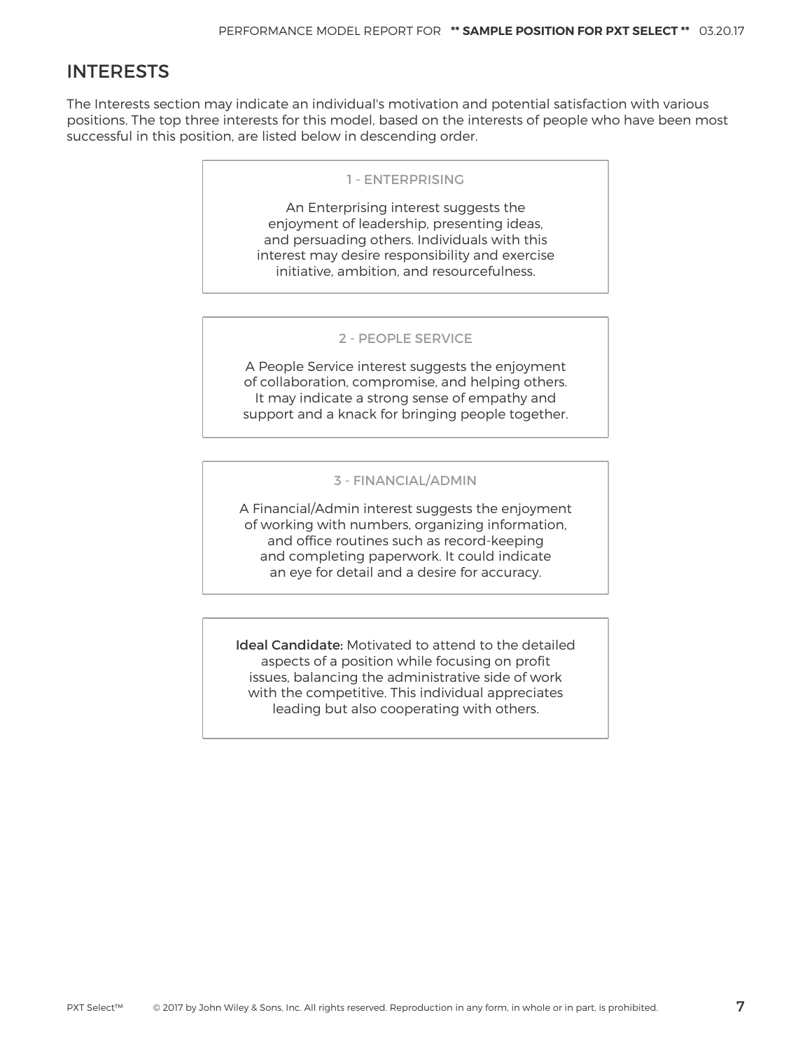## INTERESTS

The Interests section may indicate an individual's motivation and potential satisfaction with various positions. The top three interests for this model, based on the interests of people who have been most successful in this position, are listed below in descending order.

### 1 - ENTERPRISING

An Enterprising interest suggests the enjoyment of leadership, presenting ideas, and persuading others. Individuals with this interest may desire responsibility and exercise initiative, ambition, and resourcefulness.

### 2 - PEOPLE SERVICE

A People Service interest suggests the enjoyment of collaboration, compromise, and helping others. It may indicate a strong sense of empathy and support and a knack for bringing people together.

### 3 - FINANCIAL/ADMIN

A Financial/Admin interest suggests the enjoyment of working with numbers, organizing information, and office routines such as record-keeping and completing paperwork. It could indicate an eye for detail and a desire for accuracy.

**Ideal Candidate:** Motivated to attend to the detailed aspects of a position while focusing on profit issues, balancing the administrative side of work with the competitive. This individual appreciates leading but also cooperating with others.